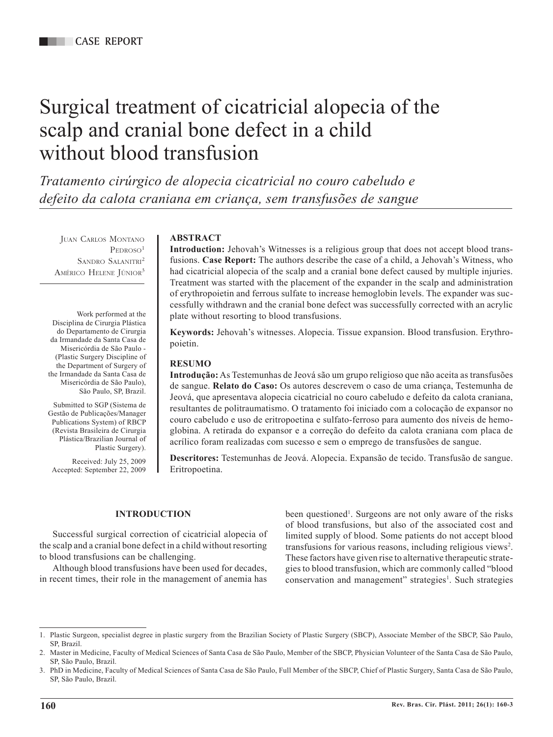CASE REPORT

# Surgical treatment of cicatricial alopecia of the scalp and cranial bone defect in a child without blood transfusion

*Tratamento cirúrgico de alopecia cicatricial no couro cabeludo e defeito da calota craniana em criança, sem transfusões de sangue*

Juan Carlos Montano Pedroso[1]
Sandro Salanitri[2]
Américo Helene Júnior[3]

Work performed at the Disciplina de Cirurgia Plástica do Departamento de Cirurgia da Irmandade da Santa Casa de Misericórdia de São Paulo - (Plastic Surgery Discipline of the Department of Surgery of the Irmandade da Santa Casa de Misericórdia de São Paulo), São Paulo, SP, Brazil.

Submitted to SGP (Sistema de Gestão de Publicações/Manager Publications System) of RBCP (Revista Brasileira de Cirurgia Plástica/Brazilian Journal of Plastic Surgery).

Received: July 25, 2009
Accepted: September 22, 2009

## ABSTRACT

**Introduction:** Jehovah's Witnesses is a religious group that does not accept blood transfusions. **Case Report:** The authors describe the case of a child, a Jehovah's Witness, who had cicatricial alopecia of the scalp and a cranial bone defect caused by multiple injuries. Treatment was started with the placement of the expander in the scalp and administration of erythropoietin and ferrous sulfate to increase hemoglobin levels. The expander was successfully withdrawn and the cranial bone defect was successfully corrected with an acrylic plate without resorting to blood transfusions.

**Keywords:** Jehovah's witnesses. Alopecia. Tissue expansion. Blood transfusion. Erythropoietin.

## RESUMO

**Introdução:** As Testemunhas de Jeová são um grupo religioso que não aceita as transfusões de sangue. **Relato do Caso:** Os autores descrevem o caso de uma criança, Testemunha de Jeová, que apresentava alopecia cicatricial no couro cabeludo e defeito da calota craniana, resultantes de politraumatismo. O tratamento foi iniciado com a colocação de expansor no couro cabeludo e uso de eritropoetina e sulfato-ferroso para aumento dos níveis de hemoglobina. A retirada do expansor e a correção do defeito da calota craniana com placa de acrílico foram realizadas com sucesso e sem o emprego de transfusões de sangue.

**Descritores:** Testemunhas de Jeová. Alopecia. Expansão de tecido. Transfusão de sangue. Eritropoetina.

## INTRODUCTION

Successful surgical correction of cicatricial alopecia of the scalp and a cranial bone defect in a child without resorting to blood transfusions can be challenging.

Although blood transfusions have been used for decades, in recent times, their role in the management of anemia has been questioned[1]. Surgeons are not only aware of the risks of blood transfusions, but also of the associated cost and limited supply of blood. Some patients do not accept blood transfusions for various reasons, including religious views[2]. These factors have given rise to alternative therapeutic strategies to blood transfusion, which are commonly called "blood conservation and management" strategies[1]. Such strategies

---

1. Plastic Surgeon, specialist degree in plastic surgery from the Brazilian Society of Plastic Surgery (SBCP), Associate Member of the SBCP, São Paulo, SP, Brazil.
2. Master in Medicine, Faculty of Medical Sciences of Santa Casa de São Paulo, Member of the SBCP, Physician Volunteer of the Santa Casa de São Paulo, SP, São Paulo, Brazil.
3. PhD in Medicine, Faculty of Medical Sciences of Santa Casa de São Paulo, Full Member of the SBCP, Chief of Plastic Surgery, Santa Casa de São Paulo, SP, São Paulo, Brazil.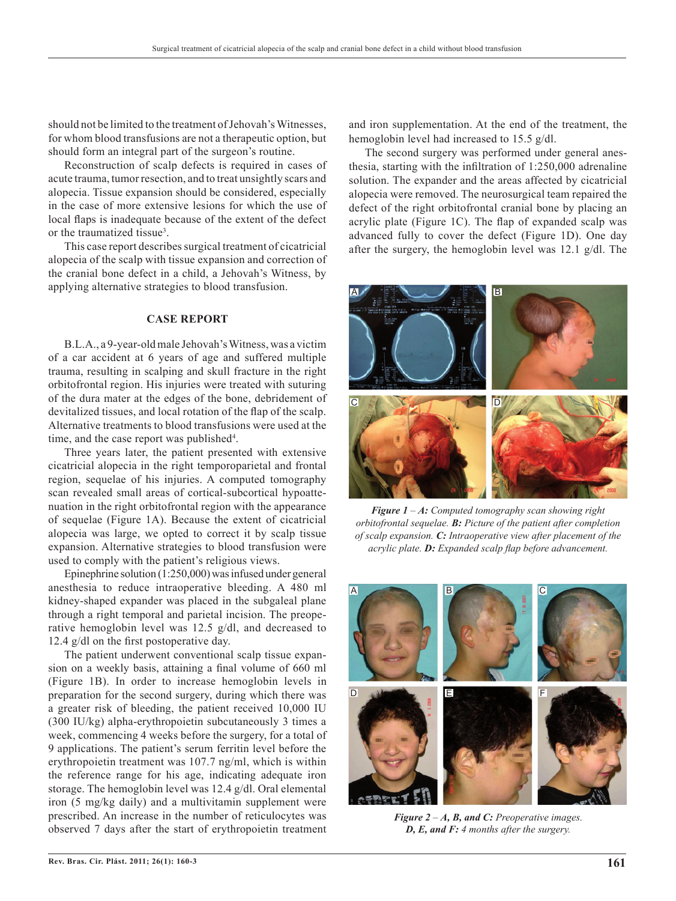should not be limited to the treatment of Jehovah's Witnesses, for whom blood transfusions are not a therapeutic option, but should form an integral part of the surgeon's routine.

Reconstruction of scalp defects is required in cases of acute trauma, tumor resection, and to treat unsightly scars and alopecia. Tissue expansion should be considered, especially in the case of more extensive lesions for which the use of local flaps is inadequate because of the extent of the defect or the traumatized tissue[3].

This case report describes surgical treatment of cicatricial alopecia of the scalp with tissue expansion and correction of the cranial bone defect in a child, a Jehovah's Witness, by applying alternative strategies to blood transfusion.

## CASE REPORT

B.L.A., a 9-year-old male Jehovah's Witness, was a victim of a car accident at 6 years of age and suffered multiple trauma, resulting in scalping and skull fracture in the right orbitofrontal region. His injuries were treated with suturing of the dura mater at the edges of the bone, debridement of devitalized tissues, and local rotation of the flap of the scalp. Alternative treatments to blood transfusions were used at the time, and the case report was published[4].

Three years later, the patient presented with extensive cicatricial alopecia in the right temporoparietal and frontal region, sequelae of his injuries. A computed tomography scan revealed small areas of cortical-subcortical hypoattenuation in the right orbitofrontal region with the appearance of sequelae (Figure 1A). Because the extent of cicatricial alopecia was large, we opted to correct it by scalp tissue expansion. Alternative strategies to blood transfusion were used to comply with the patient's religious views.

Epinephrine solution (1:250,000) was infused under general anesthesia to reduce intraoperative bleeding. A 480 ml kidney-shaped expander was placed in the subgaleal plane through a right temporal and parietal incision. The preoperative hemoglobin level was 12.5 g/dl, and decreased to 12.4 g/dl on the first postoperative day.

The patient underwent conventional scalp tissue expansion on a weekly basis, attaining a final volume of 660 ml (Figure 1B). In order to increase hemoglobin levels in preparation for the second surgery, during which there was a greater risk of bleeding, the patient received 10,000 IU (300 IU/kg) alpha-erythropoietin subcutaneously 3 times a week, commencing 4 weeks before the surgery, for a total of 9 applications. The patient's serum ferritin level before the erythropoietin treatment was 107.7 ng/ml, which is within the reference range for his age, indicating adequate iron storage. The hemoglobin level was 12.4 g/dl. Oral elemental iron (5 mg/kg daily) and a multivitamin supplement were prescribed. An increase in the number of reticulocytes was observed 7 days after the start of erythropoietin treatment and iron supplementation. At the end of the treatment, the hemoglobin level had increased to 15.5 g/dl.

The second surgery was performed under general anesthesia, starting with the infiltration of 1:250,000 adrenaline solution. The expander and the areas affected by cicatricial alopecia were removed. The neurosurgical team repaired the defect of the right orbitofrontal cranial bone by placing an acrylic plate (Figure 1C). The flap of expanded scalp was advanced fully to cover the defect (Figure 1D). One day after the surgery, the hemoglobin level was 12.1 g/dl. The

***Figure 1*** *– **A:** Computed tomography scan showing right orbitofrontal sequelae. **B:** Picture of the patient after completion of scalp expansion. **C:** Intraoperative view after placement of the acrylic plate. **D:** Expanded scalp flap before advancement.*

***Figure 2*** *– **A, B, and C:** Preoperative images. **D, E, and F:** 4 months after the surgery.*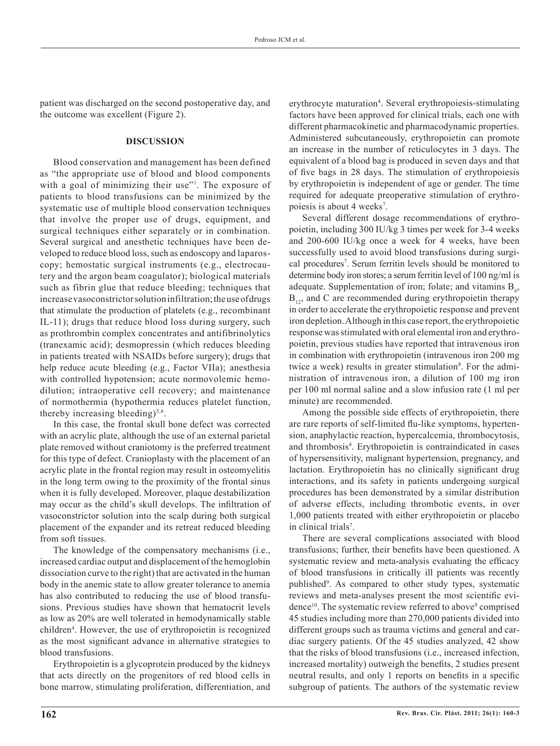patient was discharged on the second postoperative day, and the outcome was excellent (Figure 2).

## DISCUSSION

Blood conservation and management has been defined as "the appropriate use of blood and blood components with a goal of minimizing their use"[1]. The exposure of patients to blood transfusions can be minimized by the systematic use of multiple blood conservation techniques that involve the proper use of drugs, equipment, and surgical techniques either separately or in combination. Several surgical and anesthetic techniques have been developed to reduce blood loss, such as endoscopy and laparoscopy; hemostatic surgical instruments (e.g., electrocautery and the argon beam coagulator); biological materials such as fibrin glue that reduce bleeding; techniques that increase vasoconstrictor solution infiltration; the use of drugs that stimulate the production of platelets (e.g., recombinant IL-11); drugs that reduce blood loss during surgery, such as prothrombin complex concentrates and antifibrinolytics (tranexamic acid); desmopressin (which reduces bleeding in patients treated with NSAIDs before surgery); drugs that help reduce acute bleeding (e.g., Factor VIIa); anesthesia with controlled hypotension; acute normovolemic hemodilution; intraoperative cell recovery; and maintenance of normothermia (hypothermia reduces platelet function, thereby increasing bleeding)[5,6].

In this case, the frontal skull bone defect was corrected with an acrylic plate, although the use of an external parietal plate removed without craniotomy is the preferred treatment for this type of defect. Cranioplasty with the placement of an acrylic plate in the frontal region may result in osteomyelitis in the long term owing to the proximity of the frontal sinus when it is fully developed. Moreover, plaque destabilization may occur as the child's skull develops. The infiltration of vasoconstrictor solution into the scalp during both surgical placement of the expander and its retreat reduced bleeding from soft tissues.

The knowledge of the compensatory mechanisms (i.e., increased cardiac output and displacement of the hemoglobin dissociation curve to the right) that are activated in the human body in the anemic state to allow greater tolerance to anemia has also contributed to reducing the use of blood transfusions. Previous studies have shown that hematocrit levels as low as 20% are well tolerated in hemodynamically stable children[4]. However, the use of erythropoietin is recognized as the most significant advance in alternative strategies to blood transfusions.

Erythropoietin is a glycoprotein produced by the kidneys that acts directly on the progenitors of red blood cells in bone marrow, stimulating proliferation, differentiation, and erythrocyte maturation[4]. Several erythropoiesis-stimulating factors have been approved for clinical trials, each one with different pharmacokinetic and pharmacodynamic properties. Administered subcutaneously, erythropoietin can promote an increase in the number of reticulocytes in 3 days. The equivalent of a blood bag is produced in seven days and that of five bags in 28 days. The stimulation of erythropoiesis by erythropoietin is independent of age or gender. The time required for adequate preoperative stimulation of erythropoiesis is about 4 weeks[7].

Several different dosage recommendations of erythropoietin, including 300 IU/kg 3 times per week for 3-4 weeks and 200-600 IU/kg once a week for 4 weeks, have been successfully used to avoid blood transfusions during surgical procedures[7]. Serum ferritin levels should be monitored to determine body iron stores; a serum ferritin level of 100 ng/ml is adequate. Supplementation of iron; folate; and vitamins $B_6$, $B_{12}$, and C are recommended during erythropoietin therapy in order to accelerate the erythropoietic response and prevent iron depletion. Although in this case report, the erythropoietic response was stimulated with oral elemental iron and erythropoietin, previous studies have reported that intravenous iron in combination with erythropoietin (intravenous iron 200 mg twice a week) results in greater stimulation[8]. For the administration of intravenous iron, a dilution of 100 mg iron per 100 ml normal saline and a slow infusion rate (1 ml per minute) are recommended.

Among the possible side effects of erythropoietin, there are rare reports of self-limited flu-like symptoms, hypertension, anaphylactic reaction, hypercalcemia, thrombocytosis, and thrombosis[4]. Erythropoietin is contraindicated in cases of hypersensitivity, malignant hypertension, pregnancy, and lactation. Erythropoietin has no clinically significant drug interactions, and its safety in patients undergoing surgical procedures has been demonstrated by a similar distribution of adverse effects, including thrombotic events, in over 1,000 patients treated with either erythropoietin or placebo in clinical trials[7].

There are several complications associated with blood transfusions; further, their benefits have been questioned. A systematic review and meta-analysis evaluating the efficacy of blood transfusions in critically ill patients was recently published[9]. As compared to other study types, systematic reviews and meta-analyses present the most scientific evidence[10]. The systematic review referred to above[9] comprised 45 studies including more than 270,000 patients divided into different groups such as trauma victims and general and cardiac surgery patients. Of the 45 studies analyzed, 42 show that the risks of blood transfusions (i.e., increased infection, increased mortality) outweigh the benefits, 2 studies present neutral results, and only 1 reports on benefits in a specific subgroup of patients. The authors of the systematic review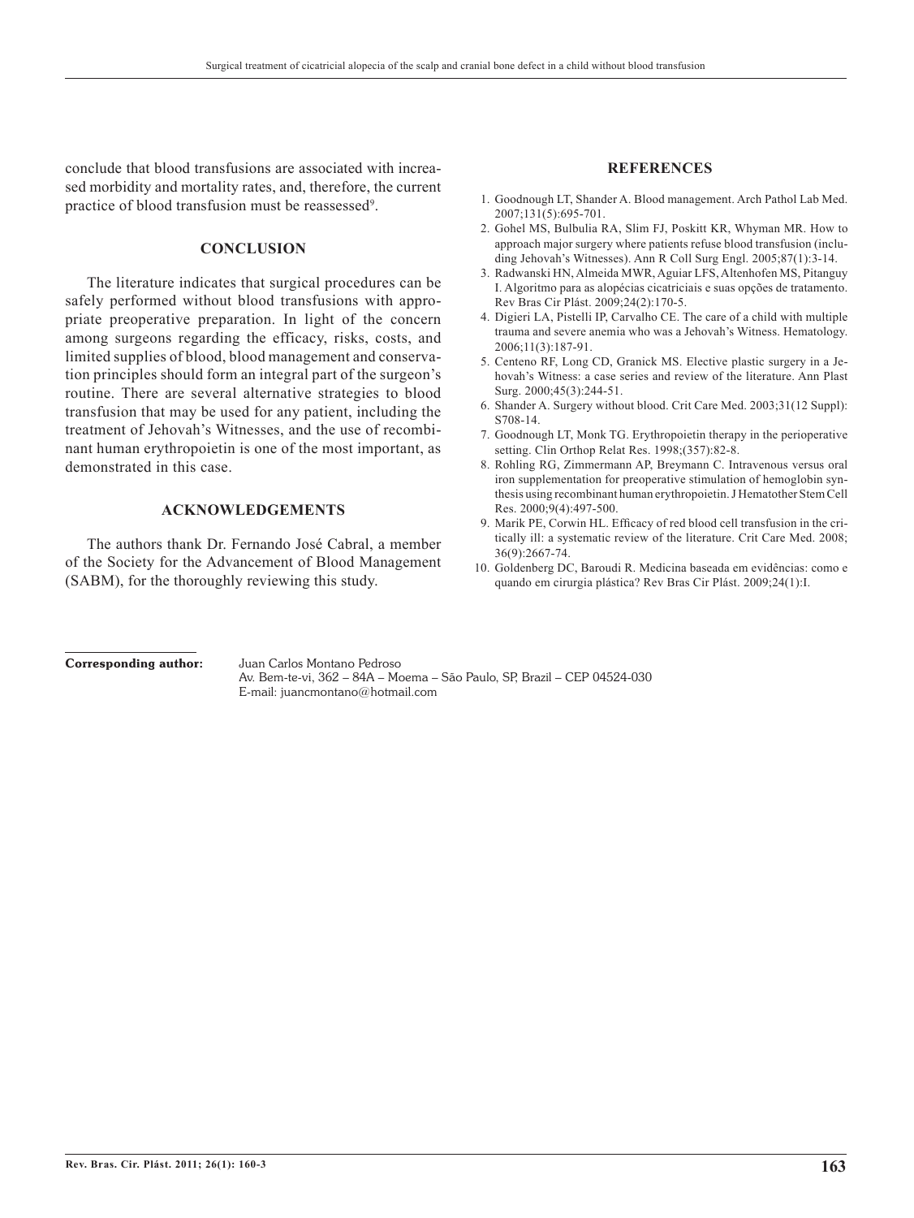conclude that blood transfusions are associated with increased morbidity and mortality rates, and, therefore, the current practice of blood transfusion must be reassessed[9].

## CONCLUSION

The literature indicates that surgical procedures can be safely performed without blood transfusions with appropriate preoperative preparation. In light of the concern among surgeons regarding the efficacy, risks, costs, and limited supplies of blood, blood management and conservation principles should form an integral part of the surgeon's routine. There are several alternative strategies to blood transfusion that may be used for any patient, including the treatment of Jehovah's Witnesses, and the use of recombinant human erythropoietin is one of the most important, as demonstrated in this case.

## ACKNOWLEDGEMENTS

The authors thank Dr. Fernando José Cabral, a member of the Society for the Advancement of Blood Management (SABM), for the thoroughly reviewing this study.

## REFERENCES

1. Goodnough LT, Shander A. Blood management. Arch Pathol Lab Med. 2007;131(5):695-701.
2. Gohel MS, Bulbulia RA, Slim FJ, Poskitt KR, Whyman MR. How to approach major surgery where patients refuse blood transfusion (including Jehovah's Witnesses). Ann R Coll Surg Engl. 2005;87(1):3-14.
3. Radwanski HN, Almeida MWR, Aguiar LFS, Altenhofen MS, Pitanguy I. Algoritmo para as alopécias cicatriciais e suas opções de tratamento. Rev Bras Cir Plást. 2009;24(2):170-5.
4. Digieri LA, Pistelli IP, Carvalho CE. The care of a child with multiple trauma and severe anemia who was a Jehovah's Witness. Hematology. 2006;11(3):187-91.
5. Centeno RF, Long CD, Granick MS. Elective plastic surgery in a Jehovah's Witness: a case series and review of the literature. Ann Plast Surg. 2000;45(3):244-51.
6. Shander A. Surgery without blood. Crit Care Med. 2003;31(12 Suppl): S708-14.
7. Goodnough LT, Monk TG. Erythropoietin therapy in the perioperative setting. Clin Orthop Relat Res. 1998;(357):82-8.
8. Rohling RG, Zimmermann AP, Breymann C. Intravenous versus oral iron supplementation for preoperative stimulation of hemoglobin synthesis using recombinant human erythropoietin. J Hematother Stem Cell Res. 2000;9(4):497-500.
9. Marik PE, Corwin HL. Efficacy of red blood cell transfusion in the critically ill: a systematic review of the literature. Crit Care Med. 2008; 36(9):2667-74.
10. Goldenberg DC, Baroudi R. Medicina baseada em evidências: como e quando em cirurgia plástica? Rev Bras Cir Plást. 2009;24(1):I.

**Corresponding author:** Juan Carlos Montano Pedroso
Av. Bem-te-vi, 362 – 84A – Moema – São Paulo, SP, Brazil – CEP 04524-030
E-mail: juancmontano@hotmail.com